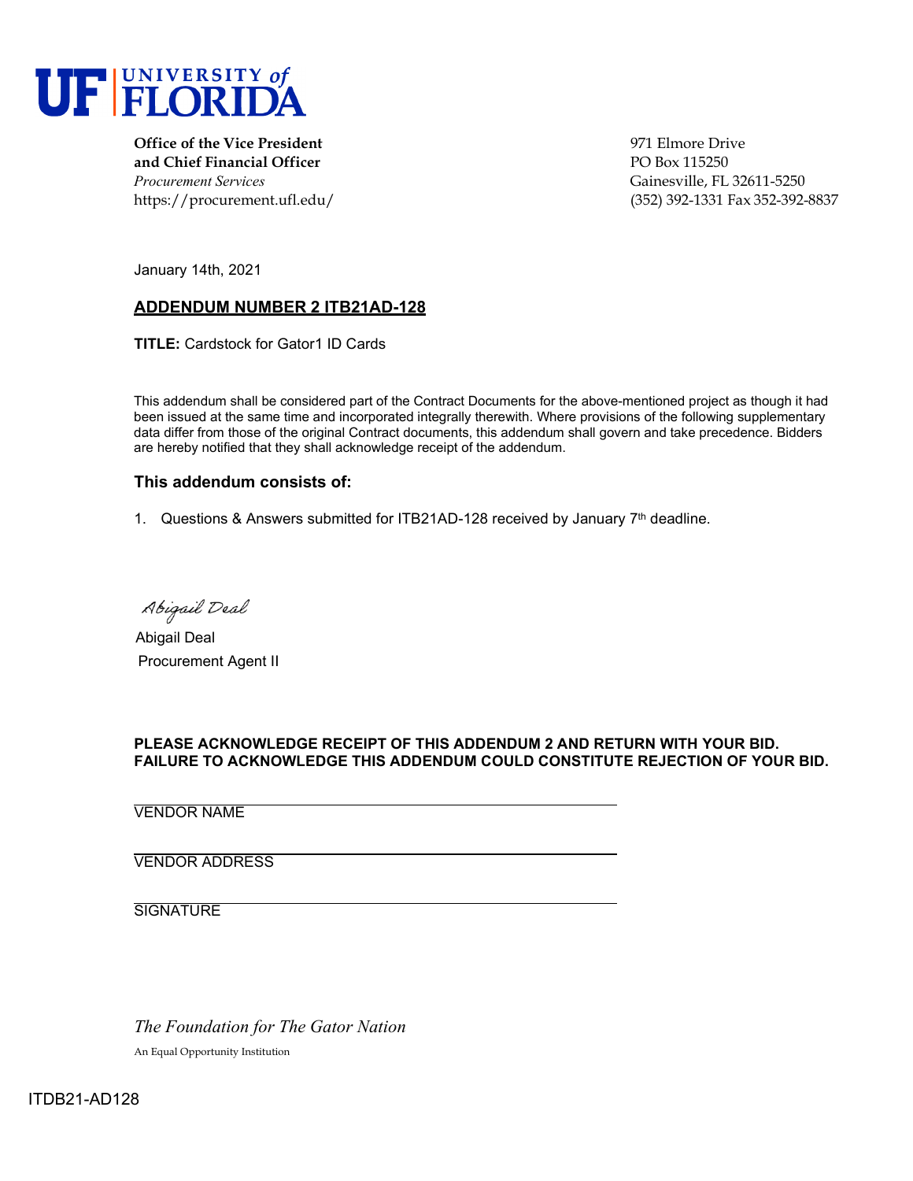UNIVERSITY of FLORIDA

**Office of the Vice President and Chief Financial Officer**
*Procurement Services*
https://procurement.ufl.edu/

971 Elmore Drive
PO Box 115250
Gainesville, FL 32611-5250
(352) 392-1331 Fax 352-392-8837

January 14th, 2021

## ADDENDUM NUMBER 2 ITB21AD-128

**TITLE:** Cardstock for Gator1 ID Cards

This addendum shall be considered part of the Contract Documents for the above-mentioned project as though it had been issued at the same time and incorporated integrally therewith. Where provisions of the following supplementary data differ from those of the original Contract documents, this addendum shall govern and take precedence. Bidders are hereby notified that they shall acknowledge receipt of the addendum.

### This addendum consists of:

1. Questions & Answers submitted for ITB21AD-128 received by January 7th deadline.

*Abigail Deal*

Abigail Deal
Procurement Agent II

**PLEASE ACKNOWLEDGE RECEIPT OF THIS ADDENDUM 2 AND RETURN WITH YOUR BID. FAILURE TO ACKNOWLEDGE THIS ADDENDUM COULD CONSTITUTE REJECTION OF YOUR BID.**

VENDOR NAME ______________________________

VENDOR ADDRESS ______________________________

SIGNATURE ______________________________

*The Foundation for The Gator Nation*

An Equal Opportunity Institution

ITDB21-AD128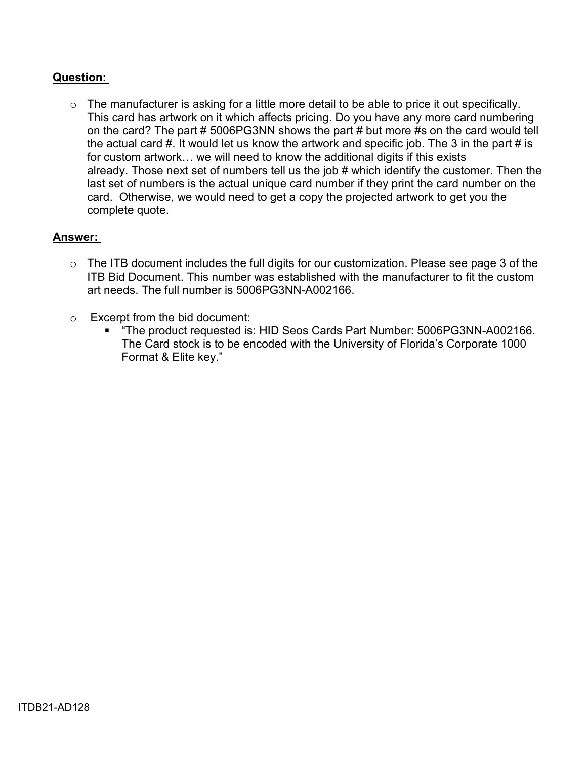**Question:**

- The manufacturer is asking for a little more detail to be able to price it out specifically. This card has artwork on it which affects pricing. Do you have any more card numbering on the card? The part # 5006PG3NN shows the part # but more #s on the card would tell the actual card #. It would let us know the artwork and specific job. The 3 in the part # is for custom artwork… we will need to know the additional digits if this exists already. Those next set of numbers tell us the job # which identify the customer. Then the last set of numbers is the actual unique card number if they print the card number on the card. Otherwise, we would need to get a copy the projected artwork to get you the complete quote.

**Answer:**

- The ITB document includes the full digits for our customization. Please see page 3 of the ITB Bid Document. This number was established with the manufacturer to fit the custom art needs. The full number is 5006PG3NN-A002166.

- Excerpt from the bid document:
  - "The product requested is: HID Seos Cards Part Number: 5006PG3NN-A002166. The Card stock is to be encoded with the University of Florida's Corporate 1000 Format & Elite key."

ITDB21-AD128